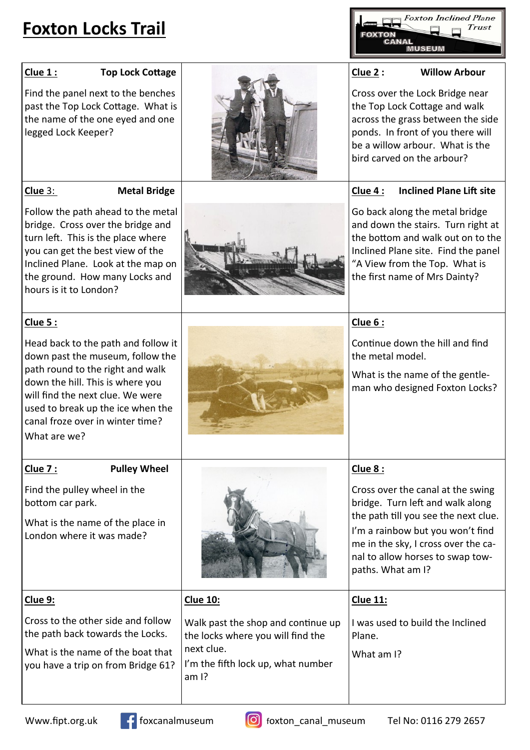# Foxton Locks Trail

Foxton Inclined Plane Trust
FOXTON CANAL MUSEUM

**Clue 1 :** **Top Lock Cottage**

Find the panel next to the benches past the Top Lock Cottage. What is the name of the one eyed and one legged Lock Keeper?

**Clue 2 :** **Willow Arbour**

Cross over the Lock Bridge near the Top Lock Cottage and walk across the grass between the side ponds. In front of you there will be a willow arbour. What is the bird carved on the arbour?

**Clue 3:** **Metal Bridge**

Follow the path ahead to the metal bridge. Cross over the bridge and turn left. This is the place where you can get the best view of the Inclined Plane. Look at the map on the ground. How many Locks and hours is it to London?

**Clue 4 :** **Inclined Plane Lift site**

Go back along the metal bridge and down the stairs. Turn right at the bottom and walk out on to the Inclined Plane site. Find the panel "A View from the Top. What is the first name of Mrs Dainty?

**Clue 5 :**

Head back to the path and follow it down past the museum, follow the path round to the right and walk down the hill. This is where you will find the next clue. We were used to break up the ice when the canal froze over in winter time? What are we?

**Clue 6 :**

Continue down the hill and find the metal model.

What is the name of the gentleman who designed Foxton Locks?

**Clue 7 :** **Pulley Wheel**

Find the pulley wheel in the bottom car park.

What is the name of the place in London where it was made?

**Clue 8 :**

Cross over the canal at the swing bridge. Turn left and walk along the path till you see the next clue.

I'm a rainbow but you won't find me in the sky, I cross over the canal to allow horses to swap towpaths. What am I?

**Clue 9:**

Cross to the other side and follow the path back towards the Locks.

What is the name of the boat that you have a trip on from Bridge 61?

**Clue 10:**

Walk past the shop and continue up the locks where you will find the next clue.

I'm the fifth lock up, what number am I?

**Clue 11:**

I was used to build the Inclined Plane.

What am I?

Www.fipt.org.uk | foxcanalmuseum | foxton_canal_museum | Tel No: 0116 279 2657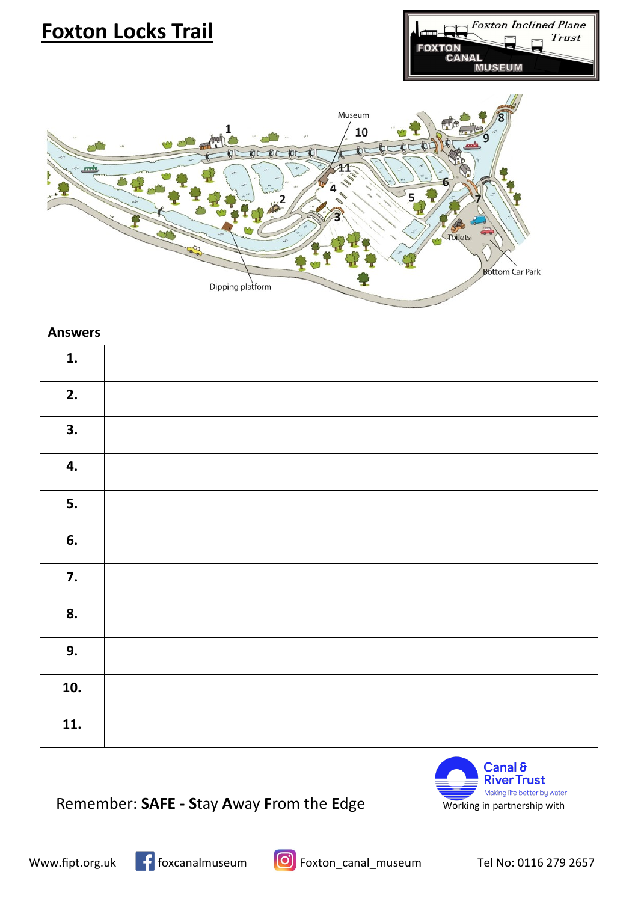# Foxton Locks Trail

Foxton Inclined Plane Trust
FOXTON CANAL MUSEUM

Museum
10
1
11
4
2
3
5
6
7
8
9
Toilets
Bottom Car Park
Dipping platform

## Answers

| | |
|---|---|
| **1.** | |
| **2.** | |
| **3.** | |
| **4.** | |
| **5.** | |
| **6.** | |
| **7.** | |
| **8.** | |
| **9.** | |
| **10.** | |
| **11.** | |

Remember: **SAFE - S**tay **A**way **F**rom the **E**dge

Canal & River Trust
Making life better by water
Working in partnership with

Www.fipt.org.uk    foxcanalmuseum    Foxton_canal_museum    Tel No: 0116 279 2657